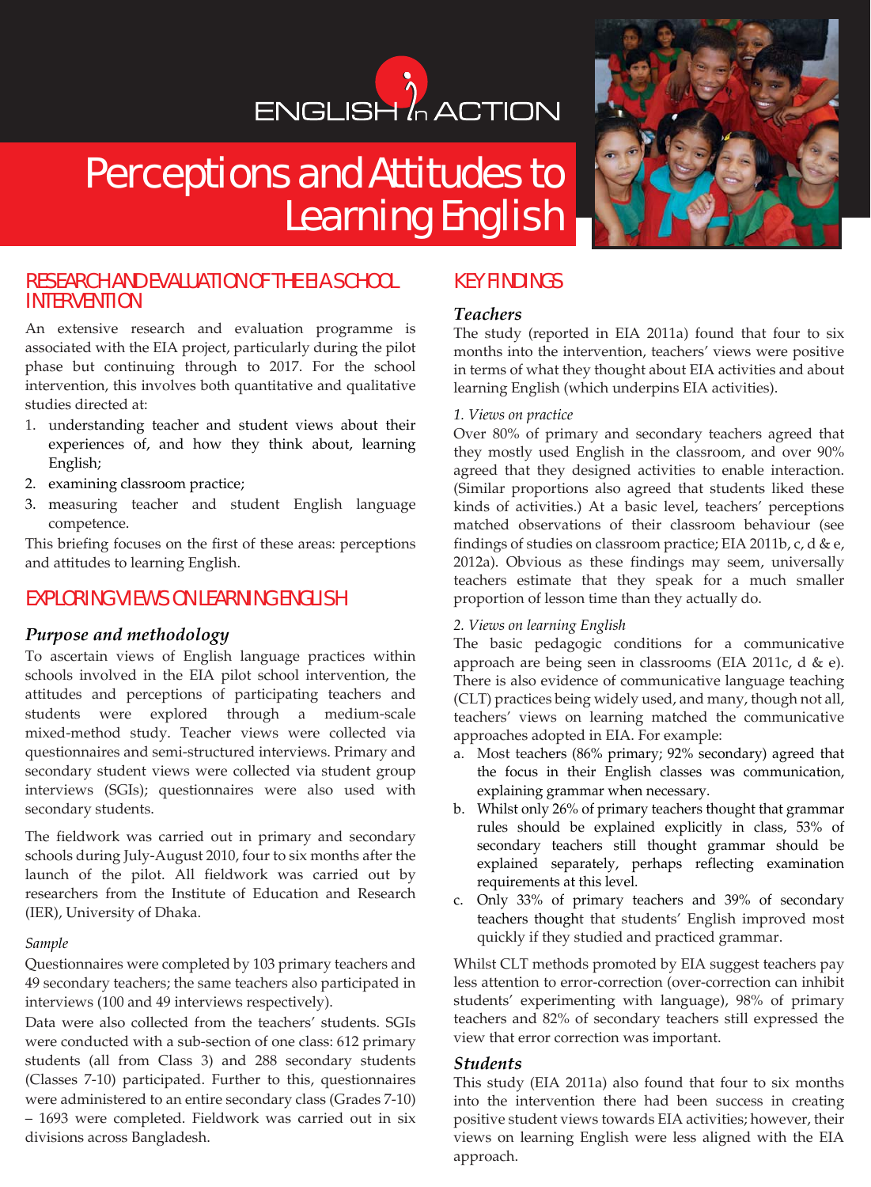ENGLISH in ACTION

# Perceptions and Attitudes to Learning English

## RESEARCH AND EVALUATION OF THE EIA SCHOOL INTERVENTION

An extensive research and evaluation programme is associated with the EIA project, particularly during the pilot phase but continuing through to 2017. For the school intervention, this involves both quantitative and qualitative studies directed at:

1. understanding teacher and student views about their experiences of, and how they think about, learning English;
2. examining classroom practice;
3. measuring teacher and student English language competence.

This briefing focuses on the first of these areas: perceptions and attitudes to learning English.

## EXPLORING VIEWS ON LEARNING ENGLISH

### *Purpose and methodology*

To ascertain views of English language practices within schools involved in the EIA pilot school intervention, the attitudes and perceptions of participating teachers and students were explored through a medium-scale mixed-method study. Teacher views were collected via questionnaires and semi-structured interviews. Primary and secondary student views were collected via student group interviews (SGIs); questionnaires were also used with secondary students.

The fieldwork was carried out in primary and secondary schools during July-August 2010, four to six months after the launch of the pilot. All fieldwork was carried out by researchers from the Institute of Education and Research (IER), University of Dhaka.

*Sample*

Questionnaires were completed by 103 primary teachers and 49 secondary teachers; the same teachers also participated in interviews (100 and 49 interviews respectively).

Data were also collected from the teachers' students. SGIs were conducted with a sub-section of one class: 612 primary students (all from Class 3) and 288 secondary students (Classes 7-10) participated. Further to this, questionnaires were administered to an entire secondary class (Grades 7-10) – 1693 were completed. Fieldwork was carried out in six divisions across Bangladesh.

## KEY FINDINGS

### *Teachers*

The study (reported in EIA 2011a) found that four to six months into the intervention, teachers' views were positive in terms of what they thought about EIA activities and about learning English (which underpins EIA activities).

*1. Views on practice*

Over 80% of primary and secondary teachers agreed that they mostly used English in the classroom, and over 90% agreed that they designed activities to enable interaction. (Similar proportions also agreed that students liked these kinds of activities.) At a basic level, teachers' perceptions matched observations of their classroom behaviour (see findings of studies on classroom practice; EIA 2011b, c, d & e, 2012a). Obvious as these findings may seem, universally teachers estimate that they speak for a much smaller proportion of lesson time than they actually do.

*2. Views on learning English*

The basic pedagogic conditions for a communicative approach are being seen in classrooms (EIA 2011c, d & e). There is also evidence of communicative language teaching (CLT) practices being widely used, and many, though not all, teachers' views on learning matched the communicative approaches adopted in EIA. For example:

a. Most teachers (86% primary; 92% secondary) agreed that the focus in their English classes was communication, explaining grammar when necessary.
b. Whilst only 26% of primary teachers thought that grammar rules should be explained explicitly in class, 53% of secondary teachers still thought grammar should be explained separately, perhaps reflecting examination requirements at this level.
c. Only 33% of primary teachers and 39% of secondary teachers thought that students' English improved most quickly if they studied and practiced grammar.

Whilst CLT methods promoted by EIA suggest teachers pay less attention to error-correction (over-correction can inhibit students' experimenting with language), 98% of primary teachers and 82% of secondary teachers still expressed the view that error correction was important.

### *Students*

This study (EIA 2011a) also found that four to six months into the intervention there had been success in creating positive student views towards EIA activities; however, their views on learning English were less aligned with the EIA approach.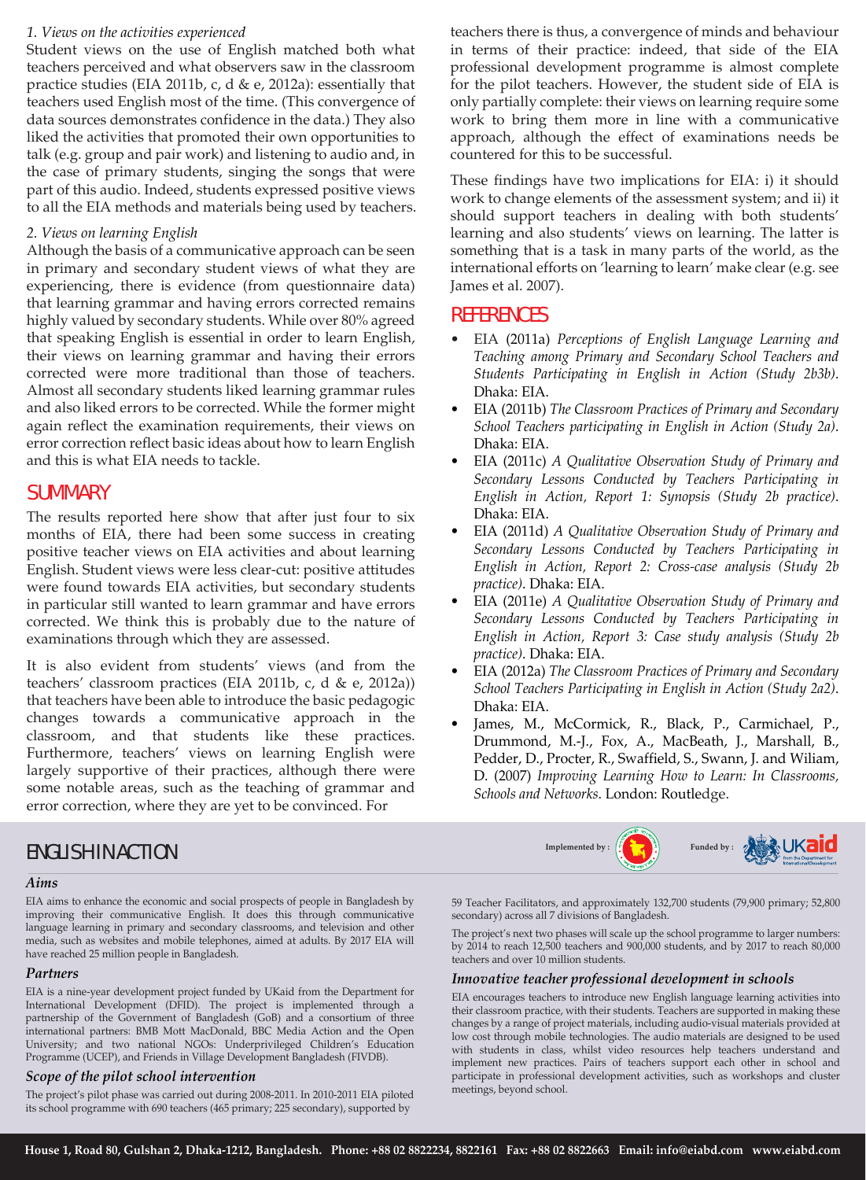*1. Views on the activities experienced*

Student views on the use of English matched both what teachers perceived and what observers saw in the classroom practice studies (EIA 2011b, c, d & e, 2012a): essentially that teachers used English most of the time. (This convergence of data sources demonstrates confidence in the data.) They also liked the activities that promoted their own opportunities to talk (e.g. group and pair work) and listening to audio and, in the case of primary students, singing the songs that were part of this audio. Indeed, students expressed positive views to all the EIA methods and materials being used by teachers.

*2. Views on learning English*

Although the basis of a communicative approach can be seen in primary and secondary student views of what they are experiencing, there is evidence (from questionnaire data) that learning grammar and having errors corrected remains highly valued by secondary students. While over 80% agreed that speaking English is essential in order to learn English, their views on learning grammar and having their errors corrected were more traditional than those of teachers. Almost all secondary students liked learning grammar rules and also liked errors to be corrected. While the former might again reflect the examination requirements, their views on error correction reflect basic ideas about how to learn English and this is what EIA needs to tackle.

## SUMMARY

The results reported here show that after just four to six months of EIA, there had been some success in creating positive teacher views on EIA activities and about learning English. Student views were less clear-cut: positive attitudes were found towards EIA activities, but secondary students in particular still wanted to learn grammar and have errors corrected. We think this is probably due to the nature of examinations through which they are assessed.

It is also evident from students' views (and from the teachers' classroom practices (EIA 2011b, c, d & e, 2012a)) that teachers have been able to introduce the basic pedagogic changes towards a communicative approach in the classroom, and that students like these practices. Furthermore, teachers' views on learning English were largely supportive of their practices, although there were some notable areas, such as the teaching of grammar and error correction, where they are yet to be convinced. For teachers there is thus, a convergence of minds and behaviour in terms of their practice: indeed, that side of the EIA professional development programme is almost complete for the pilot teachers. However, the student side of EIA is only partially complete: their views on learning require some work to bring them more in line with a communicative approach, although the effect of examinations needs be countered for this to be successful.

These findings have two implications for EIA: i) it should work to change elements of the assessment system; and ii) it should support teachers in dealing with both students' learning and also students' views on learning. The latter is something that is a task in many parts of the world, as the international efforts on 'learning to learn' make clear (e.g. see James et al. 2007).

## REFERENCES

- EIA (2011a) *Perceptions of English Language Learning and Teaching among Primary and Secondary School Teachers and Students Participating in English in Action (Study 2b3b)*. Dhaka: EIA.
- EIA (2011b) *The Classroom Practices of Primary and Secondary School Teachers participating in English in Action (Study 2a)*. Dhaka: EIA.
- EIA (2011c) *A Qualitative Observation Study of Primary and Secondary Lessons Conducted by Teachers Participating in English in Action, Report 1: Synopsis (Study 2b practice)*. Dhaka: EIA.
- EIA (2011d) *A Qualitative Observation Study of Primary and Secondary Lessons Conducted by Teachers Participating in English in Action, Report 2: Cross-case analysis (Study 2b practice)*. Dhaka: EIA.
- EIA (2011e) *A Qualitative Observation Study of Primary and Secondary Lessons Conducted by Teachers Participating in English in Action, Report 3: Case study analysis (Study 2b practice)*. Dhaka: EIA.
- EIA (2012a) *The Classroom Practices of Primary and Secondary School Teachers Participating in English in Action (Study 2a2)*. Dhaka: EIA.
- James, M., McCormick, R., Black, P., Carmichael, P., Drummond, M.-J., Fox, A., MacBeath, J., Marshall, B., Pedder, D., Procter, R., Swaffield, S., Swann, J. and Wiliam, D. (2007) *Improving Learning How to Learn: In Classrooms, Schools and Networks*. London: Routledge.

## ENGLISH IN ACTION

Implemented by : Funded by : UKaid from the Department for International Development

### Aims

EIA aims to enhance the economic and social prospects of people in Bangladesh by improving their communicative English. It does this through communicative language learning in primary and secondary classrooms, and television and other media, such as websites and mobile telephones, aimed at adults. By 2017 EIA will have reached 25 million people in Bangladesh.

### Partners

EIA is a nine-year development project funded by UKaid from the Department for International Development (DFID). The project is implemented through a partnership of the Government of Bangladesh (GoB) and a consortium of three international partners: BMB Mott MacDonald, BBC Media Action and the Open University; and two national NGOs: Underprivileged Children's Education Programme (UCEP), and Friends in Village Development Bangladesh (FIVDB).

### Scope of the pilot school intervention

The project's pilot phase was carried out during 2008-2011. In 2010-2011 EIA piloted its school programme with 690 teachers (465 primary; 225 secondary), supported by 59 Teacher Facilitators, and approximately 132,700 students (79,900 primary; 52,800 secondary) across all 7 divisions of Bangladesh.

The project's next two phases will scale up the school programme to larger numbers: by 2014 to reach 12,500 teachers and 900,000 students, and by 2017 to reach 80,000 teachers and over 10 million students.

### Innovative teacher professional development in schools

EIA encourages teachers to introduce new English language learning activities into their classroom practice, with their students. Teachers are supported in making these changes by a range of project materials, including audio-visual materials provided at low cost through mobile technologies. The audio materials are designed to be used with students in class, whilst video resources help teachers understand and implement new practices. Pairs of teachers support each other in school and participate in professional development activities, such as workshops and cluster meetings, beyond school.

**House 1, Road 80, Gulshan 2, Dhaka-1212, Bangladesh. Phone: +88 02 8822234, 8822161 Fax: +88 02 8822663 Email: info@eiabd.com www.eiabd.com**